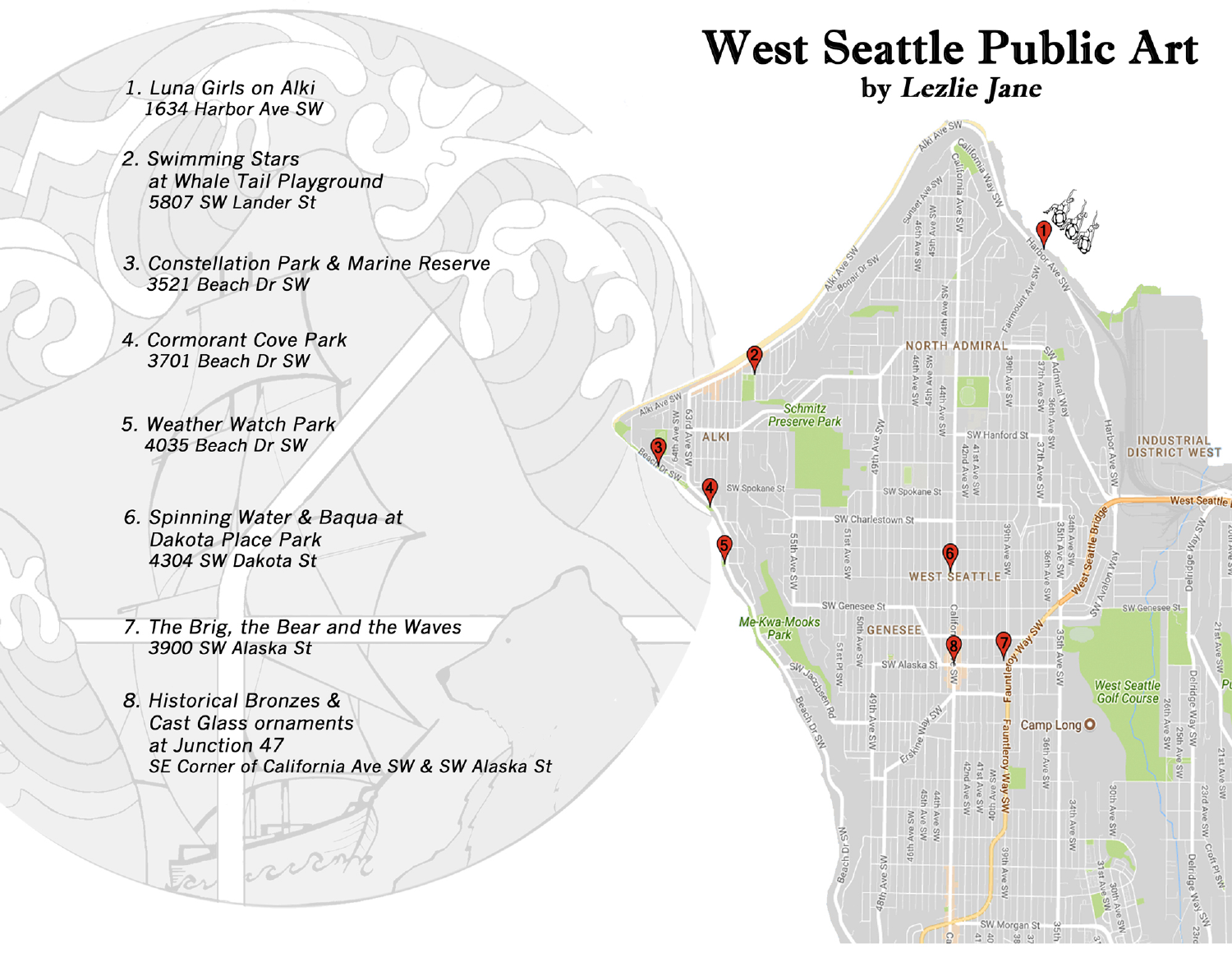# West Seattle Public Art

**by *Lezlie Jane***

1. *Luna Girls on Alki*
   *1634 Harbor Ave SW*

2. *Swimming Stars*
   *at Whale Tail Playground*
   *5807 SW Lander St*

3. *Constellation Park & Marine Reserve*
   *3521 Beach Dr SW*

4. *Cormorant Cove Park*
   *3701 Beach Dr SW*

5. *Weather Watch Park*
   *4035 Beach Dr SW*

6. *Spinning Water & Baqua at*
   *Dakota Place Park*
   *4304 SW Dakota St*

7. *The Brig, the Bear and the Waves*
   *3900 SW Alaska St*

8. *Historical Bronzes &*
   *Cast Glass ornaments*
   *at Junction 47*
   *SE Corner of California Ave SW & SW Alaska St*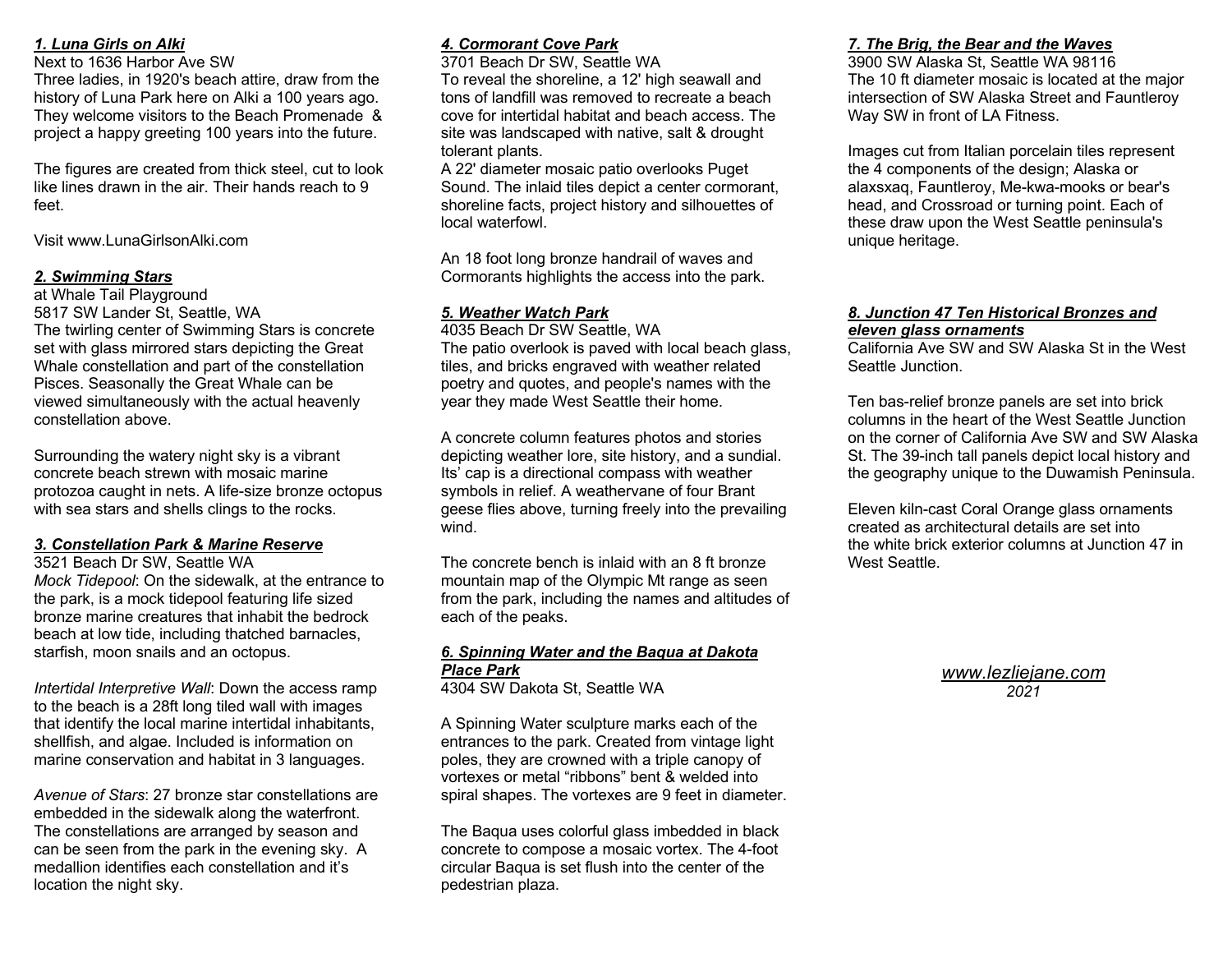### *1. Luna Girls on Alki*

Next to 1636 Harbor Ave SW

Three ladies, in 1920's beach attire, draw from the history of Luna Park here on Alki a 100 years ago. They welcome visitors to the Beach Promenade & project a happy greeting 100 years into the future.

The figures are created from thick steel, cut to look like lines drawn in the air. Their hands reach to 9 feet.

Visit www.LunaGirlsonAlki.com

### *2. Swimming Stars*

at Whale Tail Playground

5817 SW Lander St, Seattle, WA

The twirling center of Swimming Stars is concrete set with glass mirrored stars depicting the Great Whale constellation and part of the constellation Pisces. Seasonally the Great Whale can be viewed simultaneously with the actual heavenly constellation above.

Surrounding the watery night sky is a vibrant concrete beach strewn with mosaic marine protozoa caught in nets. A life-size bronze octopus with sea stars and shells clings to the rocks.

### *3. Constellation Park & Marine Reserve*

3521 Beach Dr SW, Seattle WA

*Mock Tidepool*: On the sidewalk, at the entrance to the park, is a mock tidepool featuring life sized bronze marine creatures that inhabit the bedrock beach at low tide, including thatched barnacles, starfish, moon snails and an octopus.

*Intertidal Interpretive Wall*: Down the access ramp to the beach is a 28ft long tiled wall with images that identify the local marine intertidal inhabitants, shellfish, and algae. Included is information on marine conservation and habitat in 3 languages.

*Avenue of Stars*: 27 bronze star constellations are embedded in the sidewalk along the waterfront. The constellations are arranged by season and can be seen from the park in the evening sky. A medallion identifies each constellation and it's location the night sky.

### *4. Cormorant Cove Park*

3701 Beach Dr SW, Seattle WA

To reveal the shoreline, a 12' high seawall and tons of landfill was removed to recreate a beach cove for intertidal habitat and beach access. The site was landscaped with native, salt & drought tolerant plants.

A 22' diameter mosaic patio overlooks Puget Sound. The inlaid tiles depict a center cormorant, shoreline facts, project history and silhouettes of local waterfowl.

An 18 foot long bronze handrail of waves and Cormorants highlights the access into the park.

### *5. Weather Watch Park*

4035 Beach Dr SW Seattle, WA

The patio overlook is paved with local beach glass, tiles, and bricks engraved with weather related poetry and quotes, and people's names with the year they made West Seattle their home.

A concrete column features photos and stories depicting weather lore, site history, and a sundial. Its' cap is a directional compass with weather symbols in relief. A weathervane of four Brant geese flies above, turning freely into the prevailing wind.

The concrete bench is inlaid with an 8 ft bronze mountain map of the Olympic Mt range as seen from the park, including the names and altitudes of each of the peaks.

### *6. Spinning Water and the Baqua at Dakota Place Park*

4304 SW Dakota St, Seattle WA

A Spinning Water sculpture marks each of the entrances to the park. Created from vintage light poles, they are crowned with a triple canopy of vortexes or metal "ribbons" bent & welded into spiral shapes. The vortexes are 9 feet in diameter.

The Baqua uses colorful glass imbedded in black concrete to compose a mosaic vortex. The 4-foot circular Baqua is set flush into the center of the pedestrian plaza.

### *7. The Brig, the Bear and the Waves*

3900 SW Alaska St, Seattle WA 98116

The 10 ft diameter mosaic is located at the major intersection of SW Alaska Street and Fauntleroy Way SW in front of LA Fitness.

Images cut from Italian porcelain tiles represent the 4 components of the design; Alaska or alaxsxaq, Fauntleroy, Me-kwa-mooks or bear's head, and Crossroad or turning point. Each of these draw upon the West Seattle peninsula's unique heritage.

### *8. Junction 47 Ten Historical Bronzes and eleven glass ornaments*

California Ave SW and SW Alaska St in the West Seattle Junction.

Ten bas-relief bronze panels are set into brick columns in the heart of the West Seattle Junction on the corner of California Ave SW and SW Alaska St. The 39-inch tall panels depict local history and the geography unique to the Duwamish Peninsula.

Eleven kiln-cast Coral Orange glass ornaments created as architectural details are set into the white brick exterior columns at Junction 47 in West Seattle.

*www.lezliejane.com*

*2021*